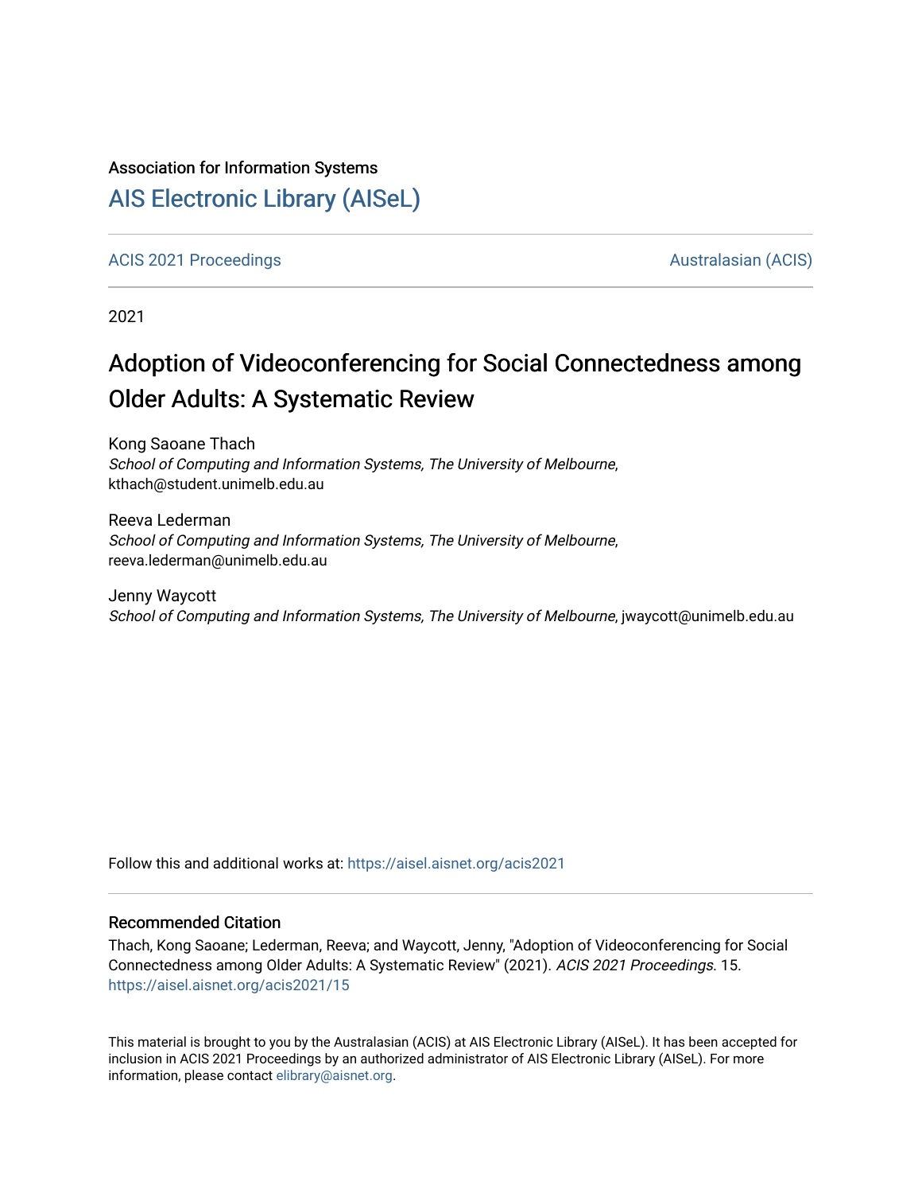Association for Information Systems

# AIS Electronic Library (AISeL)

ACIS 2021 Proceedings | Australasian (ACIS)

2021

# Adoption of Videoconferencing for Social Connectedness among Older Adults: A Systematic Review

Kong Saoane Thach
*School of Computing and Information Systems, The University of Melbourne*, kthach@student.unimelb.edu.au

Reeva Lederman
*School of Computing and Information Systems, The University of Melbourne*, reeva.lederman@unimelb.edu.au

Jenny Waycott
*School of Computing and Information Systems, The University of Melbourne*, jwaycott@unimelb.edu.au

Follow this and additional works at: https://aisel.aisnet.org/acis2021

## Recommended Citation

Thach, Kong Saoane; Lederman, Reeva; and Waycott, Jenny, "Adoption of Videoconferencing for Social Connectedness among Older Adults: A Systematic Review" (2021). *ACIS 2021 Proceedings*. 15.
https://aisel.aisnet.org/acis2021/15

This material is brought to you by the Australasian (ACIS) at AIS Electronic Library (AISeL). It has been accepted for inclusion in ACIS 2021 Proceedings by an authorized administrator of AIS Electronic Library (AISeL). For more information, please contact elibrary@aisnet.org.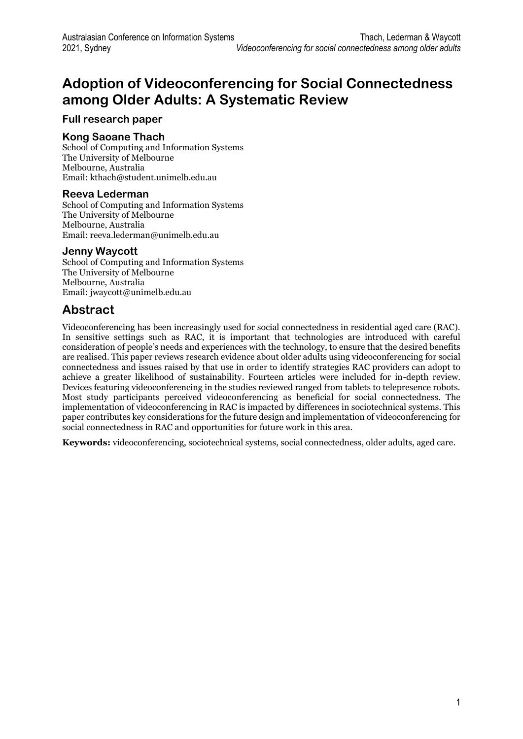# Adoption of Videoconferencing for Social Connectedness among Older Adults: A Systematic Review

**Full research paper**

### Kong Saoane Thach

School of Computing and Information Systems
The University of Melbourne
Melbourne, Australia
Email: kthach@student.unimelb.edu.au

### Reeva Lederman

School of Computing and Information Systems
The University of Melbourne
Melbourne, Australia
Email: reeva.lederman@unimelb.edu.au

### Jenny Waycott

School of Computing and Information Systems
The University of Melbourne
Melbourne, Australia
Email: jwaycott@unimelb.edu.au

## Abstract

Videoconferencing has been increasingly used for social connectedness in residential aged care (RAC). In sensitive settings such as RAC, it is important that technologies are introduced with careful consideration of people's needs and experiences with the technology, to ensure that the desired benefits are realised. This paper reviews research evidence about older adults using videoconferencing for social connectedness and issues raised by that use in order to identify strategies RAC providers can adopt to achieve a greater likelihood of sustainability. Fourteen articles were included for in-depth review. Devices featuring videoconferencing in the studies reviewed ranged from tablets to telepresence robots. Most study participants perceived videoconferencing as beneficial for social connectedness. The implementation of videoconferencing in RAC is impacted by differences in sociotechnical systems. This paper contributes key considerations for the future design and implementation of videoconferencing for social connectedness in RAC and opportunities for future work in this area.

**Keywords:** videoconferencing, sociotechnical systems, social connectedness, older adults, aged care.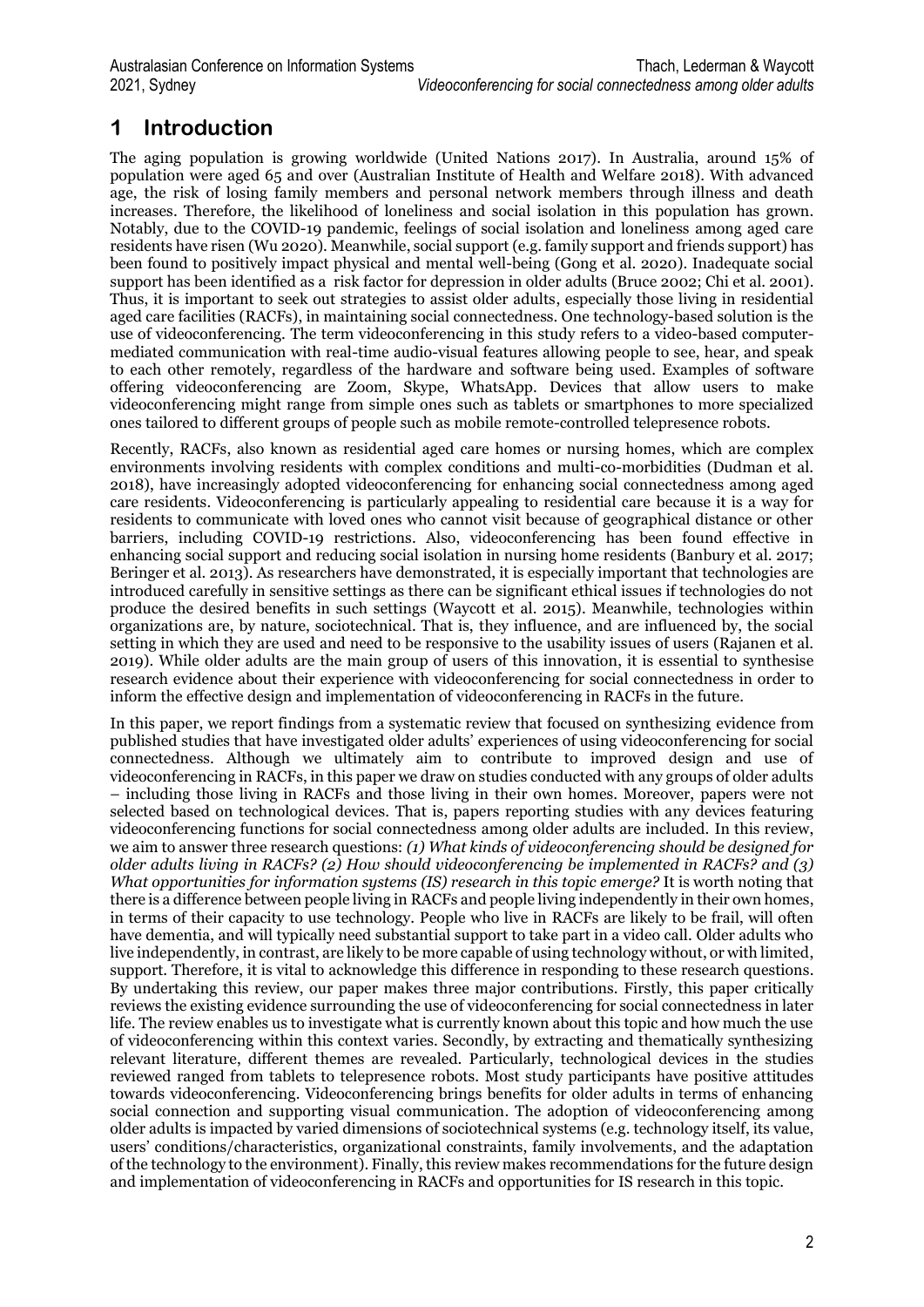# 1 Introduction

The aging population is growing worldwide (United Nations 2017). In Australia, around 15% of population were aged 65 and over (Australian Institute of Health and Welfare 2018). With advanced age, the risk of losing family members and personal network members through illness and death increases. Therefore, the likelihood of loneliness and social isolation in this population has grown. Notably, due to the COVID-19 pandemic, feelings of social isolation and loneliness among aged care residents have risen (Wu 2020). Meanwhile, social support (e.g. family support and friends support) has been found to positively impact physical and mental well-being (Gong et al. 2020). Inadequate social support has been identified as a risk factor for depression in older adults (Bruce 2002; Chi et al. 2001). Thus, it is important to seek out strategies to assist older adults, especially those living in residential aged care facilities (RACFs), in maintaining social connectedness. One technology-based solution is the use of videoconferencing. The term videoconferencing in this study refers to a video-based computer-mediated communication with real-time audio-visual features allowing people to see, hear, and speak to each other remotely, regardless of the hardware and software being used. Examples of software offering videoconferencing are Zoom, Skype, WhatsApp. Devices that allow users to make videoconferencing might range from simple ones such as tablets or smartphones to more specialized ones tailored to different groups of people such as mobile remote-controlled telepresence robots.

Recently, RACFs, also known as residential aged care homes or nursing homes, which are complex environments involving residents with complex conditions and multi-co-morbidities (Dudman et al. 2018), have increasingly adopted videoconferencing for enhancing social connectedness among aged care residents. Videoconferencing is particularly appealing to residential care because it is a way for residents to communicate with loved ones who cannot visit because of geographical distance or other barriers, including COVID-19 restrictions. Also, videoconferencing has been found effective in enhancing social support and reducing social isolation in nursing home residents (Banbury et al. 2017; Beringer et al. 2013). As researchers have demonstrated, it is especially important that technologies are introduced carefully in sensitive settings as there can be significant ethical issues if technologies do not produce the desired benefits in such settings (Waycott et al. 2015). Meanwhile, technologies within organizations are, by nature, sociotechnical. That is, they influence, and are influenced by, the social setting in which they are used and need to be responsive to the usability issues of users (Rajanen et al. 2019). While older adults are the main group of users of this innovation, it is essential to synthesise research evidence about their experience with videoconferencing for social connectedness in order to inform the effective design and implementation of videoconferencing in RACFs in the future.

In this paper, we report findings from a systematic review that focused on synthesizing evidence from published studies that have investigated older adults' experiences of using videoconferencing for social connectedness. Although we ultimately aim to contribute to improved design and use of videoconferencing in RACFs, in this paper we draw on studies conducted with any groups of older adults – including those living in RACFs and those living in their own homes. Moreover, papers were not selected based on technological devices. That is, papers reporting studies with any devices featuring videoconferencing functions for social connectedness among older adults are included. In this review, we aim to answer three research questions: ***(1) What kinds of videoconferencing should be designed for older adults living in RACFs? (2) How should videoconferencing be implemented in RACFs? and (3) What opportunities for information systems (IS) research in this topic emerge?*** It is worth noting that there is a difference between people living in RACFs and people living independently in their own homes, in terms of their capacity to use technology. People who live in RACFs are likely to be frail, will often have dementia, and will typically need substantial support to take part in a video call. Older adults who live independently, in contrast, are likely to be more capable of using technology without, or with limited, support. Therefore, it is vital to acknowledge this difference in responding to these research questions. By undertaking this review, our paper makes three major contributions. Firstly, this paper critically reviews the existing evidence surrounding the use of videoconferencing for social connectedness in later life. The review enables us to investigate what is currently known about this topic and how much the use of videoconferencing within this context varies. Secondly, by extracting and thematically synthesizing relevant literature, different themes are revealed. Particularly, technological devices in the studies reviewed ranged from tablets to telepresence robots. Most study participants have positive attitudes towards videoconferencing. Videoconferencing brings benefits for older adults in terms of enhancing social connection and supporting visual communication. The adoption of videoconferencing among older adults is impacted by varied dimensions of sociotechnical systems (e.g. technology itself, its value, users' conditions/characteristics, organizational constraints, family involvements, and the adaptation of the technology to the environment). Finally, this review makes recommendations for the future design and implementation of videoconferencing in RACFs and opportunities for IS research in this topic.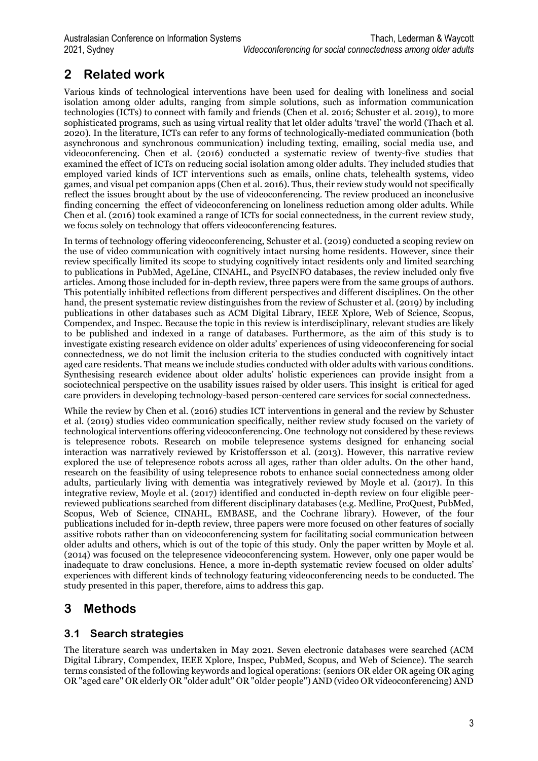## 2 Related work

Various kinds of technological interventions have been used for dealing with loneliness and social isolation among older adults, ranging from simple solutions, such as information communication technologies (ICTs) to connect with family and friends (Chen et al. 2016; Schuster et al. 2019), to more sophisticated programs, such as using virtual reality that let older adults 'travel' the world (Thach et al. 2020). In the literature, ICTs can refer to any forms of technologically-mediated communication (both asynchronous and synchronous communication) including texting, emailing, social media use, and videoconferencing. Chen et al. (2016) conducted a systematic review of twenty-five studies that examined the effect of ICTs on reducing social isolation among older adults. They included studies that employed varied kinds of ICT interventions such as emails, online chats, telehealth systems, video games, and visual pet companion apps (Chen et al. 2016). Thus, their review study would not specifically reflect the issues brought about by the use of videoconferencing. The review produced an inconclusive finding concerning the effect of videoconferencing on loneliness reduction among older adults. While Chen et al. (2016) took examined a range of ICTs for social connectedness, in the current review study, we focus solely on technology that offers videoconferencing features.

In terms of technology offering videoconferencing, Schuster et al. (2019) conducted a scoping review on the use of video communication with cognitively intact nursing home residents. However, since their review specifically limited its scope to studying cognitively intact residents only and limited searching to publications in PubMed, AgeLine, CINAHL, and PsycINFO databases, the review included only five articles. Among those included for in-depth review, three papers were from the same groups of authors. This potentially inhibited reflections from different perspectives and different disciplines. On the other hand, the present systematic review distinguishes from the review of Schuster et al. (2019) by including publications in other databases such as ACM Digital Library, IEEE Xplore, Web of Science, Scopus, Compendex, and Inspec. Because the topic in this review is interdisciplinary, relevant studies are likely to be published and indexed in a range of databases. Furthermore, as the aim of this study is to investigate existing research evidence on older adults' experiences of using videoconferencing for social connectedness, we do not limit the inclusion criteria to the studies conducted with cognitively intact aged care residents. That means we include studies conducted with older adults with various conditions. Synthesising research evidence about older adults' holistic experiences can provide insight from a sociotechnical perspective on the usability issues raised by older users. This insight is critical for aged care providers in developing technology-based person-centered care services for social connectedness.

While the review by Chen et al. (2016) studies ICT interventions in general and the review by Schuster et al. (2019) studies video communication specifically, neither review study focused on the variety of technological interventions offering videoconferencing. One technology not considered by these reviews is telepresence robots. Research on mobile telepresence systems designed for enhancing social interaction was narratively reviewed by Kristoffersson et al. (2013). However, this narrative review explored the use of telepresence robots across all ages, rather than older adults. On the other hand, research on the feasibility of using telepresence robots to enhance social connectedness among older adults, particularly living with dementia was integratively reviewed by Moyle et al. (2017). In this integrative review, Moyle et al. (2017) identified and conducted in-depth review on four eligible peer-reviewed publications searched from different disciplinary databases (e.g. Medline, ProQuest, PubMed, Scopus, Web of Science, CINAHL, EMBASE, and the Cochrane library). However, of the four publications included for in-depth review, three papers were more focused on other features of socially assitive robots rather than on videoconferencing system for facilitating social communication between older adults and others, which is out of the topic of this study. Only the paper written by Moyle et al. (2014) was focused on the telepresence videoconferencing system. However, only one paper would be inadequate to draw conclusions. Hence, a more in-depth systematic review focused on older adults' experiences with different kinds of technology featuring videoconferencing needs to be conducted. The study presented in this paper, therefore, aims to address this gap.

## 3 Methods

### 3.1 Search strategies

The literature search was undertaken in May 2021. Seven electronic databases were searched (ACM Digital Library, Compendex, IEEE Xplore, Inspec, PubMed, Scopus, and Web of Science). The search terms consisted of the following keywords and logical operations: (seniors OR elder OR ageing OR aging OR "aged care" OR elderly OR "older adult" OR "older people") AND (video OR videoconferencing) AND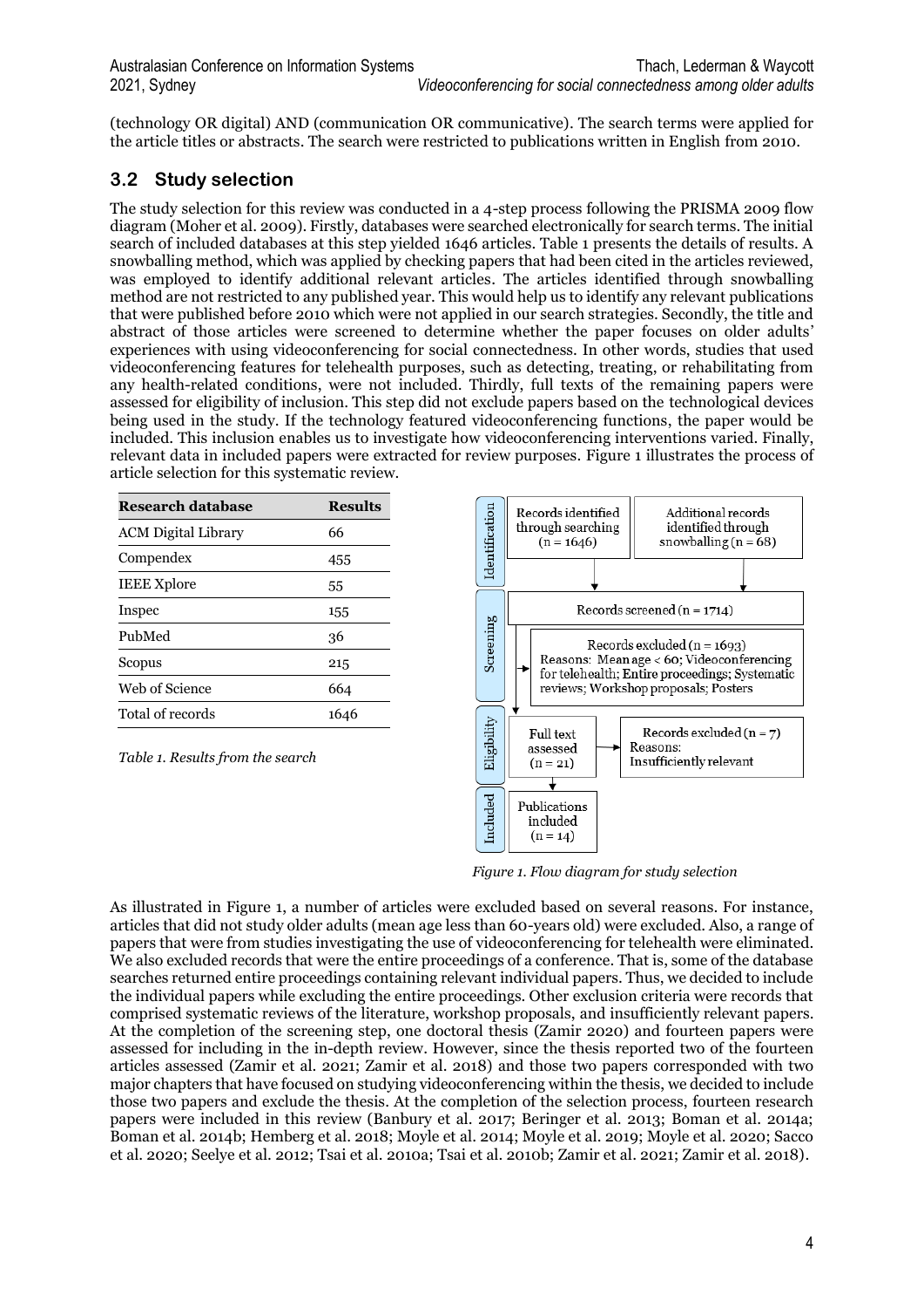(technology OR digital) AND (communication OR communicative). The search terms were applied for the article titles or abstracts. The search were restricted to publications written in English from 2010.

## 3.2 Study selection

The study selection for this review was conducted in a 4-step process following the PRISMA 2009 flow diagram (Moher et al. 2009). Firstly, databases were searched electronically for search terms. The initial search of included databases at this step yielded 1646 articles. Table 1 presents the details of results. A snowballing method, which was applied by checking papers that had been cited in the articles reviewed, was employed to identify additional relevant articles. The articles identified through snowballing method are not restricted to any published year. This would help us to identify any relevant publications that were published before 2010 which were not applied in our search strategies. Secondly, the title and abstract of those articles were screened to determine whether the paper focuses on older adults' experiences with using videoconferencing for social connectedness. In other words, studies that used videoconferencing features for telehealth purposes, such as detecting, treating, or rehabilitating from any health-related conditions, were not included. Thirdly, full texts of the remaining papers were assessed for eligibility of inclusion. This step did not exclude papers based on the technological devices being used in the study. If the technology featured videoconferencing functions, the paper would be included. This inclusion enables us to investigate how videoconferencing interventions varied. Finally, relevant data in included papers were extracted for review purposes. Figure 1 illustrates the process of article selection for this systematic review.

| Research database | Results |
|---|---|
| ACM Digital Library | 66 |
| Compendex | 455 |
| IEEE Xplore | 55 |
| Inspec | 155 |
| PubMed | 36 |
| Scopus | 215 |
| Web of Science | 664 |
| Total of records | 1646 |

*Table 1. Results from the search*

**Identification**
- Records identified through searching (n = 1646)
- Additional records identified through snowballing (n = 68)

**Screening**
- Records screened (n = 1714)
- Records excluded (n = 1693) Reasons: Mean age < 60; Videoconferencing for telehealth; Entire proceedings; Systematic reviews; Workshop proposals; Posters

**Eligibility**
- Full text assessed (n = 21)
- Records excluded (n = 7) Reasons: Insufficiently relevant

**Included**
- Publications included (n = 14)

*Figure 1. Flow diagram for study selection*

As illustrated in Figure 1, a number of articles were excluded based on several reasons. For instance, articles that did not study older adults (mean age less than 60-years old) were excluded. Also, a range of papers that were from studies investigating the use of videoconferencing for telehealth were eliminated. We also excluded records that were the entire proceedings of a conference. That is, some of the database searches returned entire proceedings containing relevant individual papers. Thus, we decided to include the individual papers while excluding the entire proceedings. Other exclusion criteria were records that comprised systematic reviews of the literature, workshop proposals, and insufficiently relevant papers. At the completion of the screening step, one doctoral thesis (Zamir 2020) and fourteen papers were assessed for including in the in-depth review. However, since the thesis reported two of the fourteen articles assessed (Zamir et al. 2021; Zamir et al. 2018) and those two papers corresponded with two major chapters that have focused on studying videoconferencing within the thesis, we decided to include those two papers and exclude the thesis. At the completion of the selection process, fourteen research papers were included in this review (Banbury et al. 2017; Beringer et al. 2013; Boman et al. 2014a; Boman et al. 2014b; Hemberg et al. 2018; Moyle et al. 2014; Moyle et al. 2019; Moyle et al. 2020; Sacco et al. 2020; Seelye et al. 2012; Tsai et al. 2010a; Tsai et al. 2010b; Zamir et al. 2021; Zamir et al. 2018).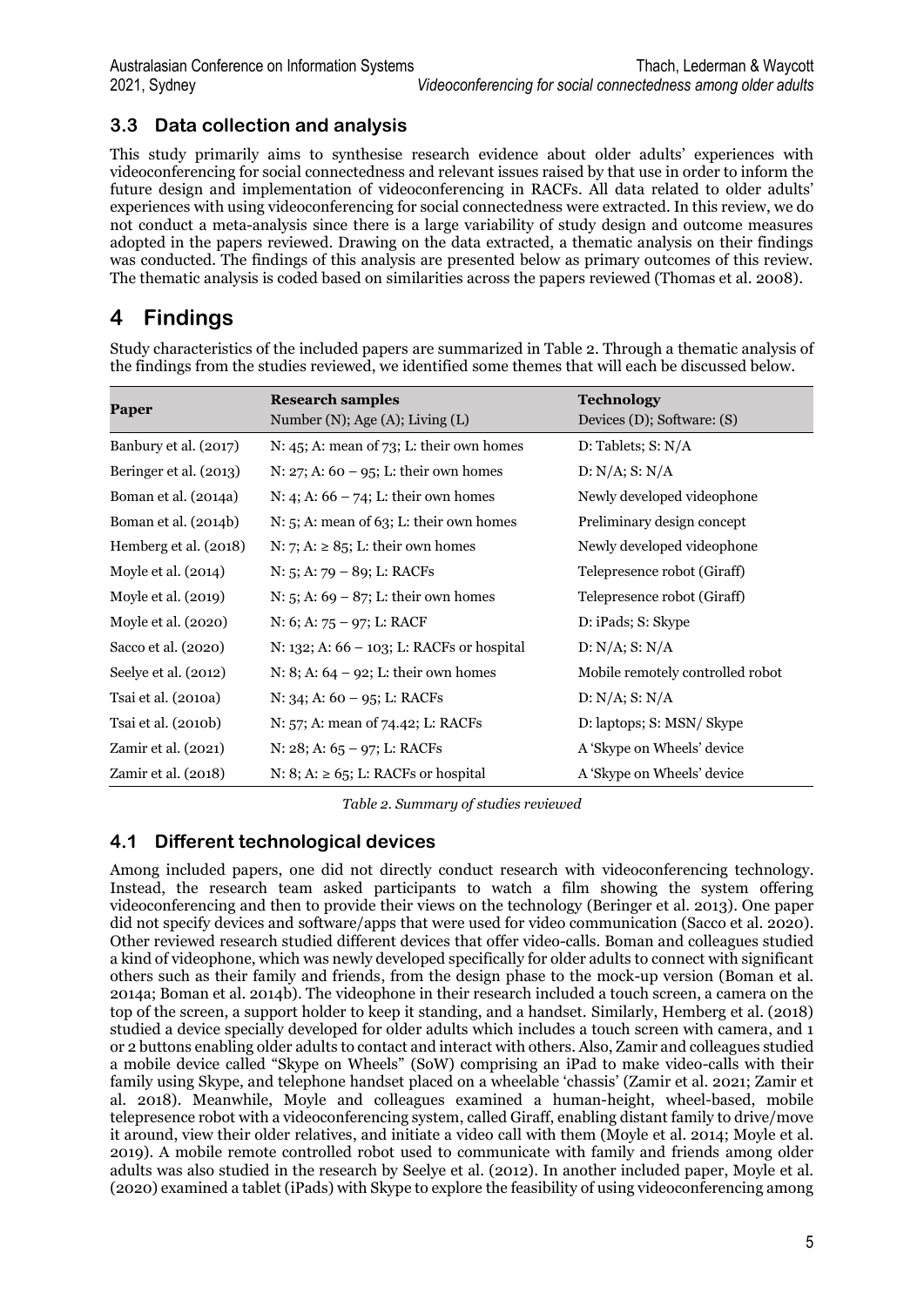### 3.3 Data collection and analysis

This study primarily aims to synthesise research evidence about older adults' experiences with videoconferencing for social connectedness and relevant issues raised by that use in order to inform the future design and implementation of videoconferencing in RACFs. All data related to older adults' experiences with using videoconferencing for social connectedness were extracted. In this review, we do not conduct a meta-analysis since there is a large variability of study design and outcome measures adopted in the papers reviewed. Drawing on the data extracted, a thematic analysis on their findings was conducted. The findings of this analysis are presented below as primary outcomes of this review. The thematic analysis is coded based on similarities across the papers reviewed (Thomas et al. 2008).

## 4 Findings

Study characteristics of the included papers are summarized in Table 2. Through a thematic analysis of the findings from the studies reviewed, we identified some themes that will each be discussed below.

| Paper | **Research samples**<br>Number (N); Age (A); Living (L) | **Technology**<br>Devices (D); Software: (S) |
|---|---|---|
| Banbury et al. (2017) | N: 45; A: mean of 73; L: their own homes | D: Tablets; S: N/A |
| Beringer et al. (2013) | N: 27; A: 60 – 95; L: their own homes | D: N/A; S: N/A |
| Boman et al. (2014a) | N: 4; A: 66 – 74; L: their own homes | Newly developed videophone |
| Boman et al. (2014b) | N: 5; A: mean of 63; L: their own homes | Preliminary design concept |
| Hemberg et al. (2018) | N: 7; A: ≥ 85; L: their own homes | Newly developed videophone |
| Moyle et al. (2014) | N: 5; A: 79 – 89; L: RACFs | Telepresence robot (Giraff) |
| Moyle et al. (2019) | N: 5; A: 69 – 87; L: their own homes | Telepresence robot (Giraff) |
| Moyle et al. (2020) | N: 6; A: 75 – 97; L: RACF | D: iPads; S: Skype |
| Sacco et al. (2020) | N: 132; A: 66 – 103; L: RACFs or hospital | D: N/A; S: N/A |
| Seelye et al. (2012) | N: 8; A: 64 – 92; L: their own homes | Mobile remotely controlled robot |
| Tsai et al. (2010a) | N: 34; A: 60 – 95; L: RACFs | D: N/A; S: N/A |
| Tsai et al. (2010b) | N: 57; A: mean of 74.42; L: RACFs | D: laptops; S: MSN/ Skype |
| Zamir et al. (2021) | N: 28; A: 65 – 97; L: RACFs | A 'Skype on Wheels' device |
| Zamir et al. (2018) | N: 8; A: ≥ 65; L: RACFs or hospital | A 'Skype on Wheels' device |

*Table 2. Summary of studies reviewed*

### 4.1 Different technological devices

Among included papers, one did not directly conduct research with videoconferencing technology. Instead, the research team asked participants to watch a film showing the system offering videoconferencing and then to provide their views on the technology (Beringer et al. 2013). One paper did not specify devices and software/apps that were used for video communication (Sacco et al. 2020). Other reviewed research studied different devices that offer video-calls. Boman and colleagues studied a kind of videophone, which was newly developed specifically for older adults to connect with significant others such as their family and friends, from the design phase to the mock-up version (Boman et al. 2014a; Boman et al. 2014b). The videophone in their research included a touch screen, a camera on the top of the screen, a support holder to keep it standing, and a handset. Similarly, Hemberg et al. (2018) studied a device specially developed for older adults which includes a touch screen with camera, and 1 or 2 buttons enabling older adults to contact and interact with others. Also, Zamir and colleagues studied a mobile device called "Skype on Wheels" (SoW) comprising an iPad to make video-calls with their family using Skype, and telephone handset placed on a wheelable 'chassis' (Zamir et al. 2021; Zamir et al. 2018). Meanwhile, Moyle and colleagues examined a human-height, wheel-based, mobile telepresence robot with a videoconferencing system, called Giraff, enabling distant family to drive/move it around, view their older relatives, and initiate a video call with them (Moyle et al. 2014; Moyle et al. 2019). A mobile remote controlled robot used to communicate with family and friends among older adults was also studied in the research by Seelye et al. (2012). In another included paper, Moyle et al. (2020) examined a tablet (iPads) with Skype to explore the feasibility of using videoconferencing among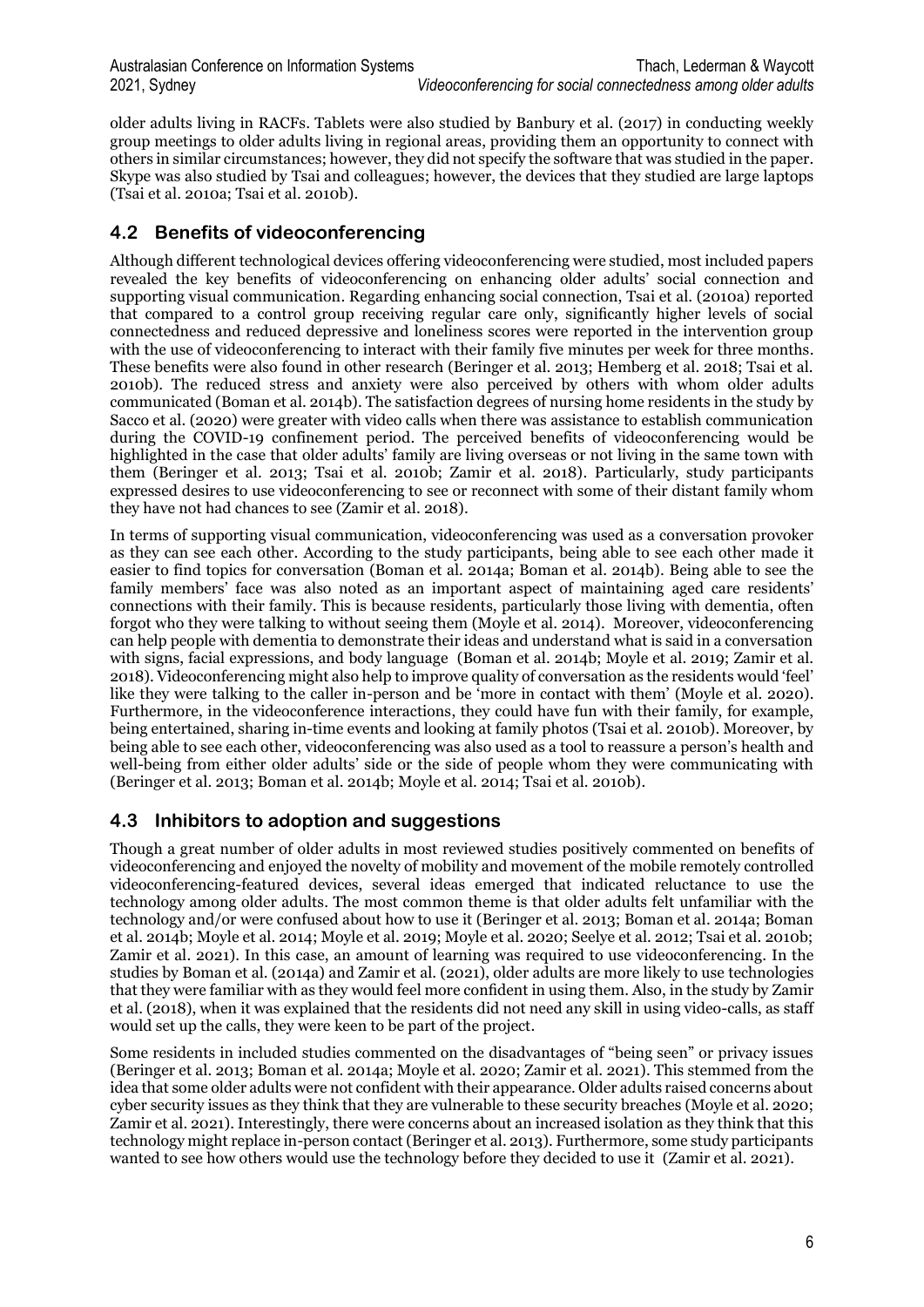older adults living in RACFs. Tablets were also studied by Banbury et al. (2017) in conducting weekly group meetings to older adults living in regional areas, providing them an opportunity to connect with others in similar circumstances; however, they did not specify the software that was studied in the paper. Skype was also studied by Tsai and colleagues; however, the devices that they studied are large laptops (Tsai et al. 2010a; Tsai et al. 2010b).

## 4.2 Benefits of videoconferencing

Although different technological devices offering videoconferencing were studied, most included papers revealed the key benefits of videoconferencing on enhancing older adults' social connection and supporting visual communication. Regarding enhancing social connection, Tsai et al. (2010a) reported that compared to a control group receiving regular care only, significantly higher levels of social connectedness and reduced depressive and loneliness scores were reported in the intervention group with the use of videoconferencing to interact with their family five minutes per week for three months. These benefits were also found in other research (Beringer et al. 2013; Hemberg et al. 2018; Tsai et al. 2010b). The reduced stress and anxiety were also perceived by others with whom older adults communicated (Boman et al. 2014b). The satisfaction degrees of nursing home residents in the study by Sacco et al. (2020) were greater with video calls when there was assistance to establish communication during the COVID-19 confinement period. The perceived benefits of videoconferencing would be highlighted in the case that older adults' family are living overseas or not living in the same town with them (Beringer et al. 2013; Tsai et al. 2010b; Zamir et al. 2018). Particularly, study participants expressed desires to use videoconferencing to see or reconnect with some of their distant family whom they have not had chances to see (Zamir et al. 2018).

In terms of supporting visual communication, videoconferencing was used as a conversation provoker as they can see each other. According to the study participants, being able to see each other made it easier to find topics for conversation (Boman et al. 2014a; Boman et al. 2014b). Being able to see the family members' face was also noted as an important aspect of maintaining aged care residents' connections with their family. This is because residents, particularly those living with dementia, often forgot who they were talking to without seeing them (Moyle et al. 2014). Moreover, videoconferencing can help people with dementia to demonstrate their ideas and understand what is said in a conversation with signs, facial expressions, and body language (Boman et al. 2014b; Moyle et al. 2019; Zamir et al. 2018). Videoconferencing might also help to improve quality of conversation as the residents would 'feel' like they were talking to the caller in-person and be 'more in contact with them' (Moyle et al. 2020). Furthermore, in the videoconference interactions, they could have fun with their family, for example, being entertained, sharing in-time events and looking at family photos (Tsai et al. 2010b). Moreover, by being able to see each other, videoconferencing was also used as a tool to reassure a person's health and well-being from either older adults' side or the side of people whom they were communicating with (Beringer et al. 2013; Boman et al. 2014b; Moyle et al. 2014; Tsai et al. 2010b).

## 4.3 Inhibitors to adoption and suggestions

Though a great number of older adults in most reviewed studies positively commented on benefits of videoconferencing and enjoyed the novelty of mobility and movement of the mobile remotely controlled videoconferencing-featured devices, several ideas emerged that indicated reluctance to use the technology among older adults. The most common theme is that older adults felt unfamiliar with the technology and/or were confused about how to use it (Beringer et al. 2013; Boman et al. 2014a; Boman et al. 2014b; Moyle et al. 2014; Moyle et al. 2019; Moyle et al. 2020; Seelye et al. 2012; Tsai et al. 2010b; Zamir et al. 2021). In this case, an amount of learning was required to use videoconferencing. In the studies by Boman et al. (2014a) and Zamir et al. (2021), older adults are more likely to use technologies that they were familiar with as they would feel more confident in using them. Also, in the study by Zamir et al. (2018), when it was explained that the residents did not need any skill in using video-calls, as staff would set up the calls, they were keen to be part of the project.

Some residents in included studies commented on the disadvantages of "being seen" or privacy issues (Beringer et al. 2013; Boman et al. 2014a; Moyle et al. 2020; Zamir et al. 2021). This stemmed from the idea that some older adults were not confident with their appearance. Older adults raised concerns about cyber security issues as they think that they are vulnerable to these security breaches (Moyle et al. 2020; Zamir et al. 2021). Interestingly, there were concerns about an increased isolation as they think that this technology might replace in-person contact (Beringer et al. 2013). Furthermore, some study participants wanted to see how others would use the technology before they decided to use it (Zamir et al. 2021).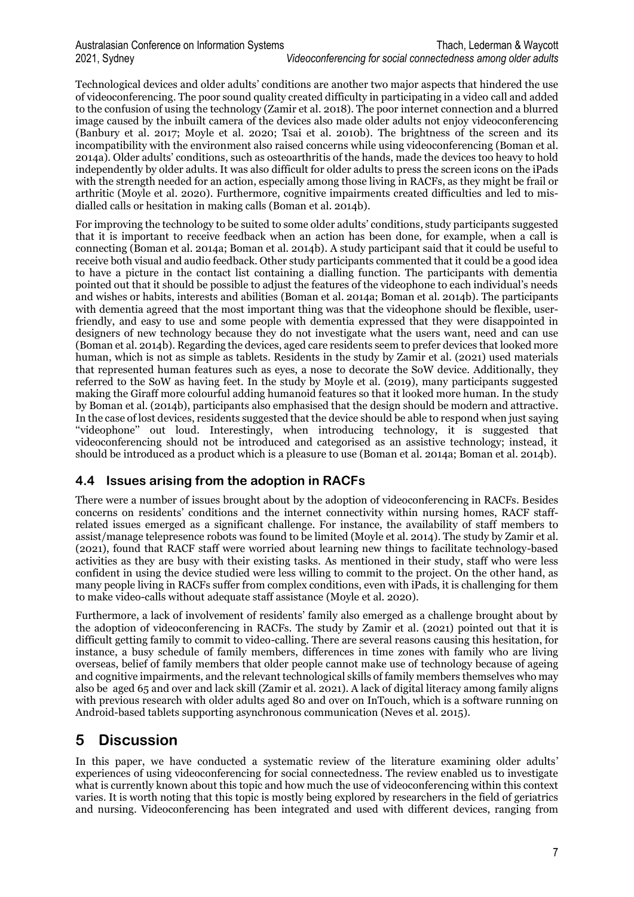Technological devices and older adults' conditions are another two major aspects that hindered the use of videoconferencing. The poor sound quality created difficulty in participating in a video call and added to the confusion of using the technology (Zamir et al. 2018). The poor internet connection and a blurred image caused by the inbuilt camera of the devices also made older adults not enjoy videoconferencing (Banbury et al. 2017; Moyle et al. 2020; Tsai et al. 2010b). The brightness of the screen and its incompatibility with the environment also raised concerns while using videoconferencing (Boman et al. 2014a). Older adults' conditions, such as osteoarthritis of the hands, made the devices too heavy to hold independently by older adults. It was also difficult for older adults to press the screen icons on the iPads with the strength needed for an action, especially among those living in RACFs, as they might be frail or arthritic (Moyle et al. 2020). Furthermore, cognitive impairments created difficulties and led to mis-dialled calls or hesitation in making calls (Boman et al. 2014b).

For improving the technology to be suited to some older adults' conditions, study participants suggested that it is important to receive feedback when an action has been done, for example, when a call is connecting (Boman et al. 2014a; Boman et al. 2014b). A study participant said that it could be useful to receive both visual and audio feedback. Other study participants commented that it could be a good idea to have a picture in the contact list containing a dialling function. The participants with dementia pointed out that it should be possible to adjust the features of the videophone to each individual's needs and wishes or habits, interests and abilities (Boman et al. 2014a; Boman et al. 2014b). The participants with dementia agreed that the most important thing was that the videophone should be flexible, user-friendly, and easy to use and some people with dementia expressed that they were disappointed in designers of new technology because they do not investigate what the users want, need and can use (Boman et al. 2014b). Regarding the devices, aged care residents seem to prefer devices that looked more human, which is not as simple as tablets. Residents in the study by Zamir et al. (2021) used materials that represented human features such as eyes, a nose to decorate the SoW device. Additionally, they referred to the SoW as having feet. In the study by Moyle et al. (2019), many participants suggested making the Giraff more colourful adding humanoid features so that it looked more human. In the study by Boman et al. (2014b), participants also emphasised that the design should be modern and attractive. In the case of lost devices, residents suggested that the device should be able to respond when just saying "videophone" out loud. Interestingly, when introducing technology, it is suggested that videoconferencing should not be introduced and categorised as an assistive technology; instead, it should be introduced as a product which is a pleasure to use (Boman et al. 2014a; Boman et al. 2014b).

### 4.4 Issues arising from the adoption in RACFs

There were a number of issues brought about by the adoption of videoconferencing in RACFs. Besides concerns on residents' conditions and the internet connectivity within nursing homes, RACF staff-related issues emerged as a significant challenge. For instance, the availability of staff members to assist/manage telepresence robots was found to be limited (Moyle et al. 2014). The study by Zamir et al. (2021), found that RACF staff were worried about learning new things to facilitate technology-based activities as they are busy with their existing tasks. As mentioned in their study, staff who were less confident in using the device studied were less willing to commit to the project. On the other hand, as many people living in RACFs suffer from complex conditions, even with iPads, it is challenging for them to make video-calls without adequate staff assistance (Moyle et al. 2020).

Furthermore, a lack of involvement of residents' family also emerged as a challenge brought about by the adoption of videoconferencing in RACFs. The study by Zamir et al. (2021) pointed out that it is difficult getting family to commit to video-calling. There are several reasons causing this hesitation, for instance, a busy schedule of family members, differences in time zones with family who are living overseas, belief of family members that older people cannot make use of technology because of ageing and cognitive impairments, and the relevant technological skills of family members themselves who may also be aged 65 and over and lack skill (Zamir et al. 2021). A lack of digital literacy among family aligns with previous research with older adults aged 80 and over on InTouch, which is a software running on Android-based tablets supporting asynchronous communication (Neves et al. 2015).

## 5 Discussion

In this paper, we have conducted a systematic review of the literature examining older adults' experiences of using videoconferencing for social connectedness. The review enabled us to investigate what is currently known about this topic and how much the use of videoconferencing within this context varies. It is worth noting that this topic is mostly being explored by researchers in the field of geriatrics and nursing. Videoconferencing has been integrated and used with different devices, ranging from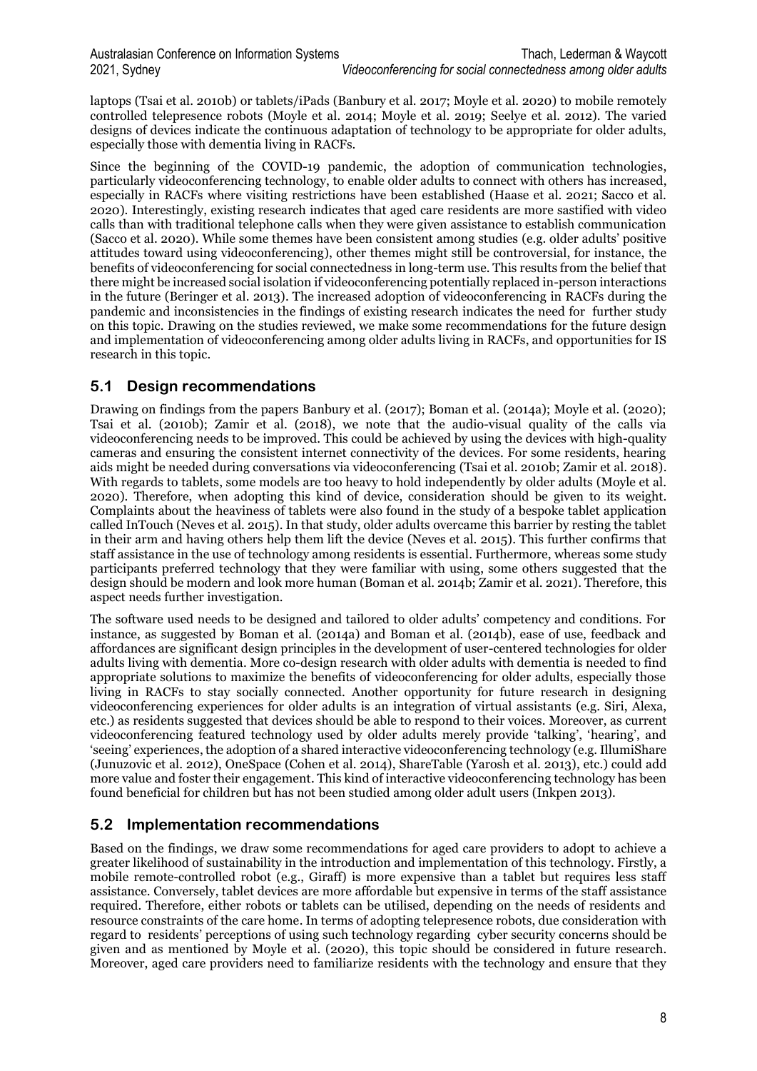laptops (Tsai et al. 2010b) or tablets/iPads (Banbury et al. 2017; Moyle et al. 2020) to mobile remotely controlled telepresence robots (Moyle et al. 2014; Moyle et al. 2019; Seelye et al. 2012). The varied designs of devices indicate the continuous adaptation of technology to be appropriate for older adults, especially those with dementia living in RACFs.

Since the beginning of the COVID-19 pandemic, the adoption of communication technologies, particularly videoconferencing technology, to enable older adults to connect with others has increased, especially in RACFs where visiting restrictions have been established (Haase et al. 2021; Sacco et al. 2020). Interestingly, existing research indicates that aged care residents are more sastified with video calls than with traditional telephone calls when they were given assistance to establish communication (Sacco et al. 2020). While some themes have been consistent among studies (e.g. older adults' positive attitudes toward using videoconferencing), other themes might still be controversial, for instance, the benefits of videoconferencing for social connectedness in long-term use. This results from the belief that there might be increased social isolation if videoconferencing potentially replaced in-person interactions in the future (Beringer et al. 2013). The increased adoption of videoconferencing in RACFs during the pandemic and inconsistencies in the findings of existing research indicates the need for further study on this topic. Drawing on the studies reviewed, we make some recommendations for the future design and implementation of videoconferencing among older adults living in RACFs, and opportunities for IS research in this topic.

## 5.1 Design recommendations

Drawing on findings from the papers Banbury et al. (2017); Boman et al. (2014a); Moyle et al. (2020); Tsai et al. (2010b); Zamir et al. (2018), we note that the audio-visual quality of the calls via videoconferencing needs to be improved. This could be achieved by using the devices with high-quality cameras and ensuring the consistent internet connectivity of the devices. For some residents, hearing aids might be needed during conversations via videoconferencing (Tsai et al. 2010b; Zamir et al. 2018). With regards to tablets, some models are too heavy to hold independently by older adults (Moyle et al. 2020). Therefore, when adopting this kind of device, consideration should be given to its weight. Complaints about the heaviness of tablets were also found in the study of a bespoke tablet application called InTouch (Neves et al. 2015). In that study, older adults overcame this barrier by resting the tablet in their arm and having others help them lift the device (Neves et al. 2015). This further confirms that staff assistance in the use of technology among residents is essential. Furthermore, whereas some study participants preferred technology that they were familiar with using, some others suggested that the design should be modern and look more human (Boman et al. 2014b; Zamir et al. 2021). Therefore, this aspect needs further investigation.

The software used needs to be designed and tailored to older adults' competency and conditions. For instance, as suggested by Boman et al. (2014a) and Boman et al. (2014b), ease of use, feedback and affordances are significant design principles in the development of user-centered technologies for older adults living with dementia. More co-design research with older adults with dementia is needed to find appropriate solutions to maximize the benefits of videoconferencing for older adults, especially those living in RACFs to stay socially connected. Another opportunity for future research in designing videoconferencing experiences for older adults is an integration of virtual assistants (e.g. Siri, Alexa, etc.) as residents suggested that devices should be able to respond to their voices. Moreover, as current videoconferencing featured technology used by older adults merely provide 'talking', 'hearing', and 'seeing' experiences, the adoption of a shared interactive videoconferencing technology (e.g. IllumiShare (Junuzovic et al. 2012), OneSpace (Cohen et al. 2014), ShareTable (Yarosh et al. 2013), etc.) could add more value and foster their engagement. This kind of interactive videoconferencing technology has been found beneficial for children but has not been studied among older adult users (Inkpen 2013).

## 5.2 Implementation recommendations

Based on the findings, we draw some recommendations for aged care providers to adopt to achieve a greater likelihood of sustainability in the introduction and implementation of this technology. Firstly, a mobile remote-controlled robot (e.g., Giraff) is more expensive than a tablet but requires less staff assistance. Conversely, tablet devices are more affordable but expensive in terms of the staff assistance required. Therefore, either robots or tablets can be utilised, depending on the needs of residents and resource constraints of the care home. In terms of adopting telepresence robots, due consideration with regard to residents' perceptions of using such technology regarding cyber security concerns should be given and as mentioned by Moyle et al. (2020), this topic should be considered in future research. Moreover, aged care providers need to familiarize residents with the technology and ensure that they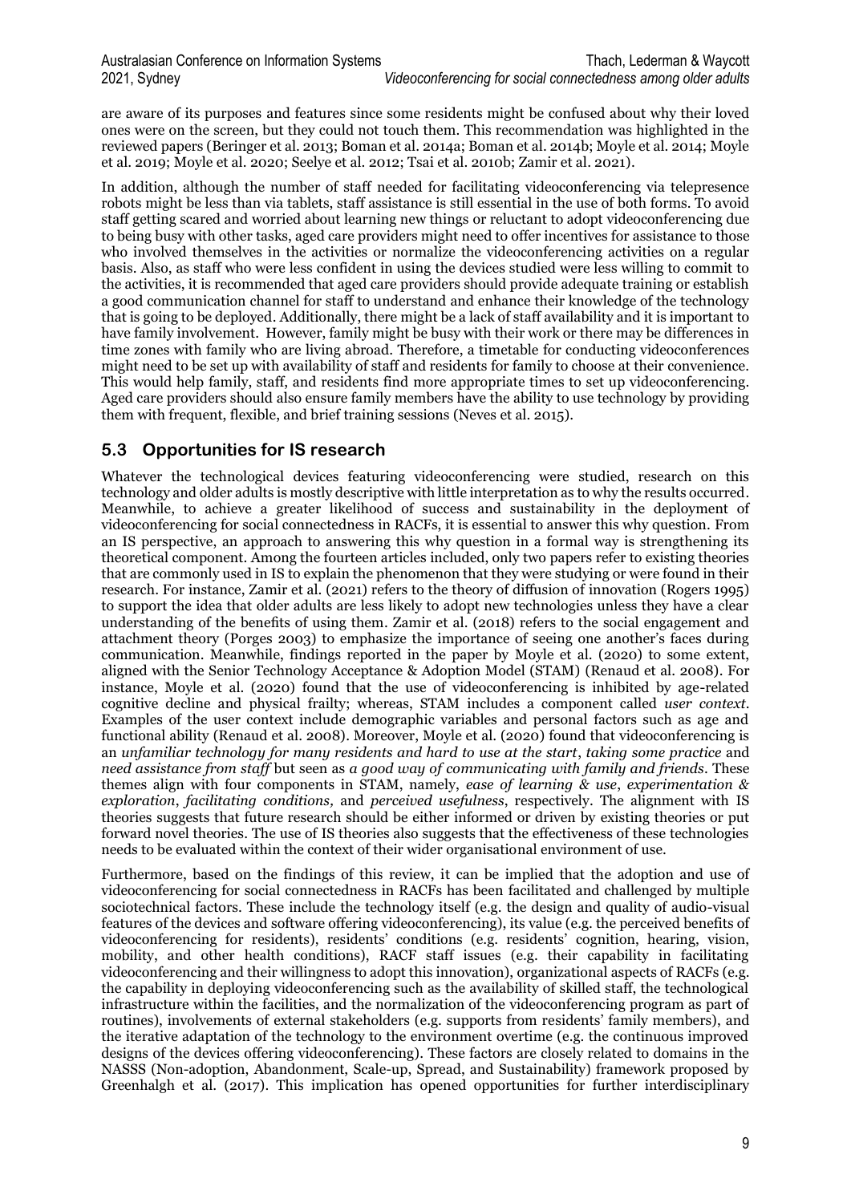are aware of its purposes and features since some residents might be confused about why their loved ones were on the screen, but they could not touch them. This recommendation was highlighted in the reviewed papers (Beringer et al. 2013; Boman et al. 2014a; Boman et al. 2014b; Moyle et al. 2014; Moyle et al. 2019; Moyle et al. 2020; Seelye et al. 2012; Tsai et al. 2010b; Zamir et al. 2021).

In addition, although the number of staff needed for facilitating videoconferencing via telepresence robots might be less than via tablets, staff assistance is still essential in the use of both forms. To avoid staff getting scared and worried about learning new things or reluctant to adopt videoconferencing due to being busy with other tasks, aged care providers might need to offer incentives for assistance to those who involved themselves in the activities or normalize the videoconferencing activities on a regular basis. Also, as staff who were less confident in using the devices studied were less willing to commit to the activities, it is recommended that aged care providers should provide adequate training or establish a good communication channel for staff to understand and enhance their knowledge of the technology that is going to be deployed. Additionally, there might be a lack of staff availability and it is important to have family involvement. However, family might be busy with their work or there may be differences in time zones with family who are living abroad. Therefore, a timetable for conducting videoconferences might need to be set up with availability of staff and residents for family to choose at their convenience. This would help family, staff, and residents find more appropriate times to set up videoconferencing. Aged care providers should also ensure family members have the ability to use technology by providing them with frequent, flexible, and brief training sessions (Neves et al. 2015).

## 5.3 Opportunities for IS research

Whatever the technological devices featuring videoconferencing were studied, research on this technology and older adults is mostly descriptive with little interpretation as to why the results occurred. Meanwhile, to achieve a greater likelihood of success and sustainability in the deployment of videoconferencing for social connectedness in RACFs, it is essential to answer this why question. From an IS perspective, an approach to answering this why question in a formal way is strengthening its theoretical component. Among the fourteen articles included, only two papers refer to existing theories that are commonly used in IS to explain the phenomenon that they were studying or were found in their research. For instance, Zamir et al. (2021) refers to the theory of diffusion of innovation (Rogers 1995) to support the idea that older adults are less likely to adopt new technologies unless they have a clear understanding of the benefits of using them. Zamir et al. (2018) refers to the social engagement and attachment theory (Porges 2003) to emphasize the importance of seeing one another's faces during communication. Meanwhile, findings reported in the paper by Moyle et al. (2020) to some extent, aligned with the Senior Technology Acceptance & Adoption Model (STAM) (Renaud et al. 2008). For instance, Moyle et al. (2020) found that the use of videoconferencing is inhibited by age-related cognitive decline and physical frailty; whereas, STAM includes a component called *user context*. Examples of the user context include demographic variables and personal factors such as age and functional ability (Renaud et al. 2008). Moreover, Moyle et al. (2020) found that videoconferencing is an *unfamiliar technology for many residents and hard to use at the start*, *taking some practice* and *need assistance from staff* but seen as *a good way of communicating with family and friends*. These themes align with four components in STAM, namely, *ease of learning & use*, *experimentation & exploration*, *facilitating conditions,* and *perceived usefulness*, respectively. The alignment with IS theories suggests that future research should be either informed or driven by existing theories or put forward novel theories. The use of IS theories also suggests that the effectiveness of these technologies needs to be evaluated within the context of their wider organisational environment of use.

Furthermore, based on the findings of this review, it can be implied that the adoption and use of videoconferencing for social connectedness in RACFs has been facilitated and challenged by multiple sociotechnical factors. These include the technology itself (e.g. the design and quality of audio-visual features of the devices and software offering videoconferencing), its value (e.g. the perceived benefits of videoconferencing for residents), residents' conditions (e.g. residents' cognition, hearing, vision, mobility, and other health conditions), RACF staff issues (e.g. their capability in facilitating videoconferencing and their willingness to adopt this innovation), organizational aspects of RACFs (e.g. the capability in deploying videoconferencing such as the availability of skilled staff, the technological infrastructure within the facilities, and the normalization of the videoconferencing program as part of routines), involvements of external stakeholders (e.g. supports from residents' family members), and the iterative adaptation of the technology to the environment overtime (e.g. the continuous improved designs of the devices offering videoconferencing). These factors are closely related to domains in the NASSS (Non-adoption, Abandonment, Scale-up, Spread, and Sustainability) framework proposed by Greenhalgh et al. (2017). This implication has opened opportunities for further interdisciplinary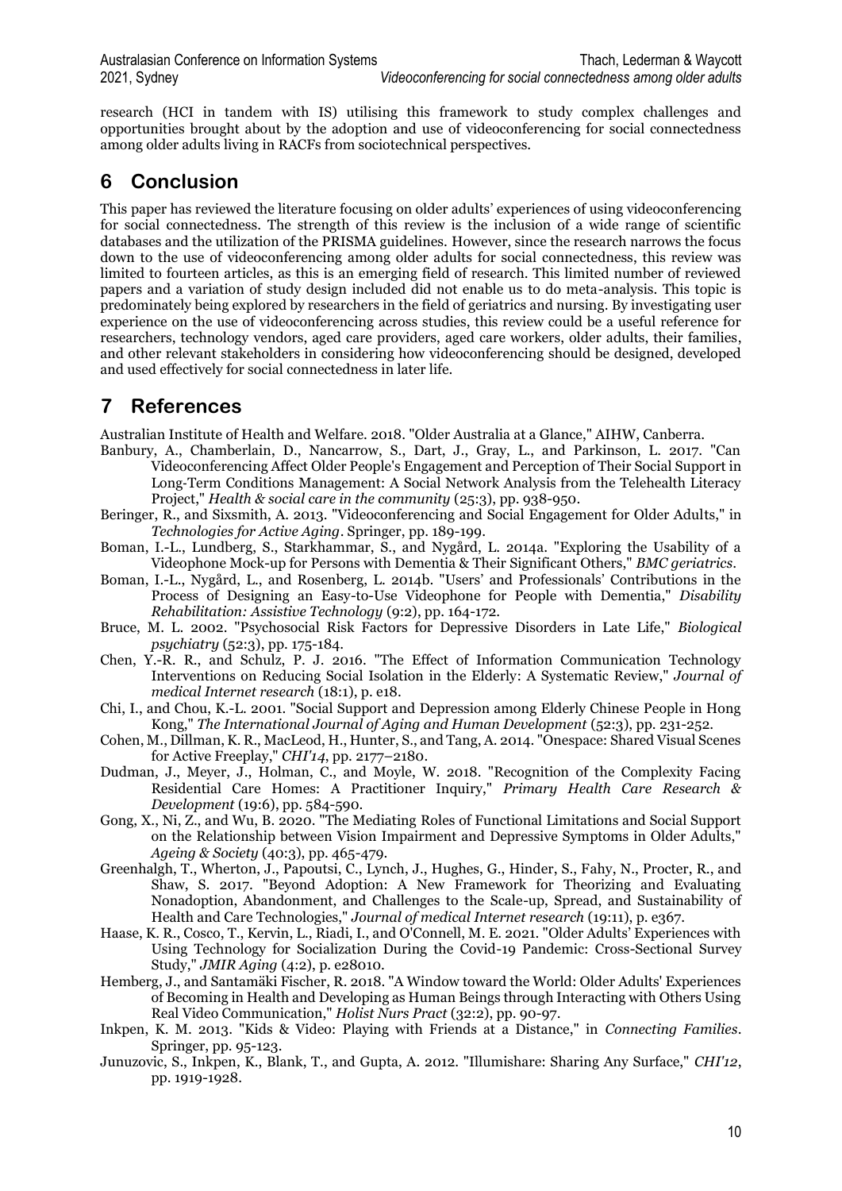research (HCI in tandem with IS) utilising this framework to study complex challenges and opportunities brought about by the adoption and use of videoconferencing for social connectedness among older adults living in RACFs from sociotechnical perspectives.

# 6 Conclusion

This paper has reviewed the literature focusing on older adults' experiences of using videoconferencing for social connectedness. The strength of this review is the inclusion of a wide range of scientific databases and the utilization of the PRISMA guidelines. However, since the research narrows the focus down to the use of videoconferencing among older adults for social connectedness, this review was limited to fourteen articles, as this is an emerging field of research. This limited number of reviewed papers and a variation of study design included did not enable us to do meta-analysis. This topic is predominately being explored by researchers in the field of geriatrics and nursing. By investigating user experience on the use of videoconferencing across studies, this review could be a useful reference for researchers, technology vendors, aged care providers, aged care workers, older adults, their families, and other relevant stakeholders in considering how videoconferencing should be designed, developed and used effectively for social connectedness in later life.

# 7 References

Australian Institute of Health and Welfare. 2018. "Older Australia at a Glance," AIHW, Canberra.

Banbury, A., Chamberlain, D., Nancarrow, S., Dart, J., Gray, L., and Parkinson, L. 2017. "Can Videoconferencing Affect Older People's Engagement and Perception of Their Social Support in Long-Term Conditions Management: A Social Network Analysis from the Telehealth Literacy Project," *Health & social care in the community* (25:3), pp. 938-950.

Beringer, R., and Sixsmith, A. 2013. "Videoconferencing and Social Engagement for Older Adults," in *Technologies for Active Aging*. Springer, pp. 189-199.

Boman, I.-L., Lundberg, S., Starkhammar, S., and Nygård, L. 2014a. "Exploring the Usability of a Videophone Mock-up for Persons with Dementia & Their Significant Others," *BMC geriatrics*.

Boman, I.-L., Nygård, L., and Rosenberg, L. 2014b. "Users' and Professionals' Contributions in the Process of Designing an Easy-to-Use Videophone for People with Dementia," *Disability Rehabilitation: Assistive Technology* (9:2), pp. 164-172.

Bruce, M. L. 2002. "Psychosocial Risk Factors for Depressive Disorders in Late Life," *Biological psychiatry* (52:3), pp. 175-184.

Chen, Y.-R. R., and Schulz, P. J. 2016. "The Effect of Information Communication Technology Interventions on Reducing Social Isolation in the Elderly: A Systematic Review," *Journal of medical Internet research* (18:1), p. e18.

Chi, I., and Chou, K.-L. 2001. "Social Support and Depression among Elderly Chinese People in Hong Kong," *The International Journal of Aging and Human Development* (52:3), pp. 231-252.

Cohen, M., Dillman, K. R., MacLeod, H., Hunter, S., and Tang, A. 2014. "Onespace: Shared Visual Scenes for Active Freeplay," *CHI'14*, pp. 2177–2180.

Dudman, J., Meyer, J., Holman, C., and Moyle, W. 2018. "Recognition of the Complexity Facing Residential Care Homes: A Practitioner Inquiry," *Primary Health Care Research & Development* (19:6), pp. 584-590.

Gong, X., Ni, Z., and Wu, B. 2020. "The Mediating Roles of Functional Limitations and Social Support on the Relationship between Vision Impairment and Depressive Symptoms in Older Adults," *Ageing & Society* (40:3), pp. 465-479.

Greenhalgh, T., Wherton, J., Papoutsi, C., Lynch, J., Hughes, G., Hinder, S., Fahy, N., Procter, R., and Shaw, S. 2017. "Beyond Adoption: A New Framework for Theorizing and Evaluating Nonadoption, Abandonment, and Challenges to the Scale-up, Spread, and Sustainability of Health and Care Technologies," *Journal of medical Internet research* (19:11), p. e367.

Haase, K. R., Cosco, T., Kervin, L., Riadi, I., and O'Connell, M. E. 2021. "Older Adults' Experiences with Using Technology for Socialization During the Covid-19 Pandemic: Cross-Sectional Survey Study," *JMIR Aging* (4:2), p. e28010.

Hemberg, J., and Santamäki Fischer, R. 2018. "A Window toward the World: Older Adults' Experiences of Becoming in Health and Developing as Human Beings through Interacting with Others Using Real Video Communication," *Holist Nurs Pract* (32:2), pp. 90-97.

Inkpen, K. M. 2013. "Kids & Video: Playing with Friends at a Distance," in *Connecting Families*. Springer, pp. 95-123.

Junuzovic, S., Inkpen, K., Blank, T., and Gupta, A. 2012. "Illumishare: Sharing Any Surface," *CHI'12*, pp. 1919-1928.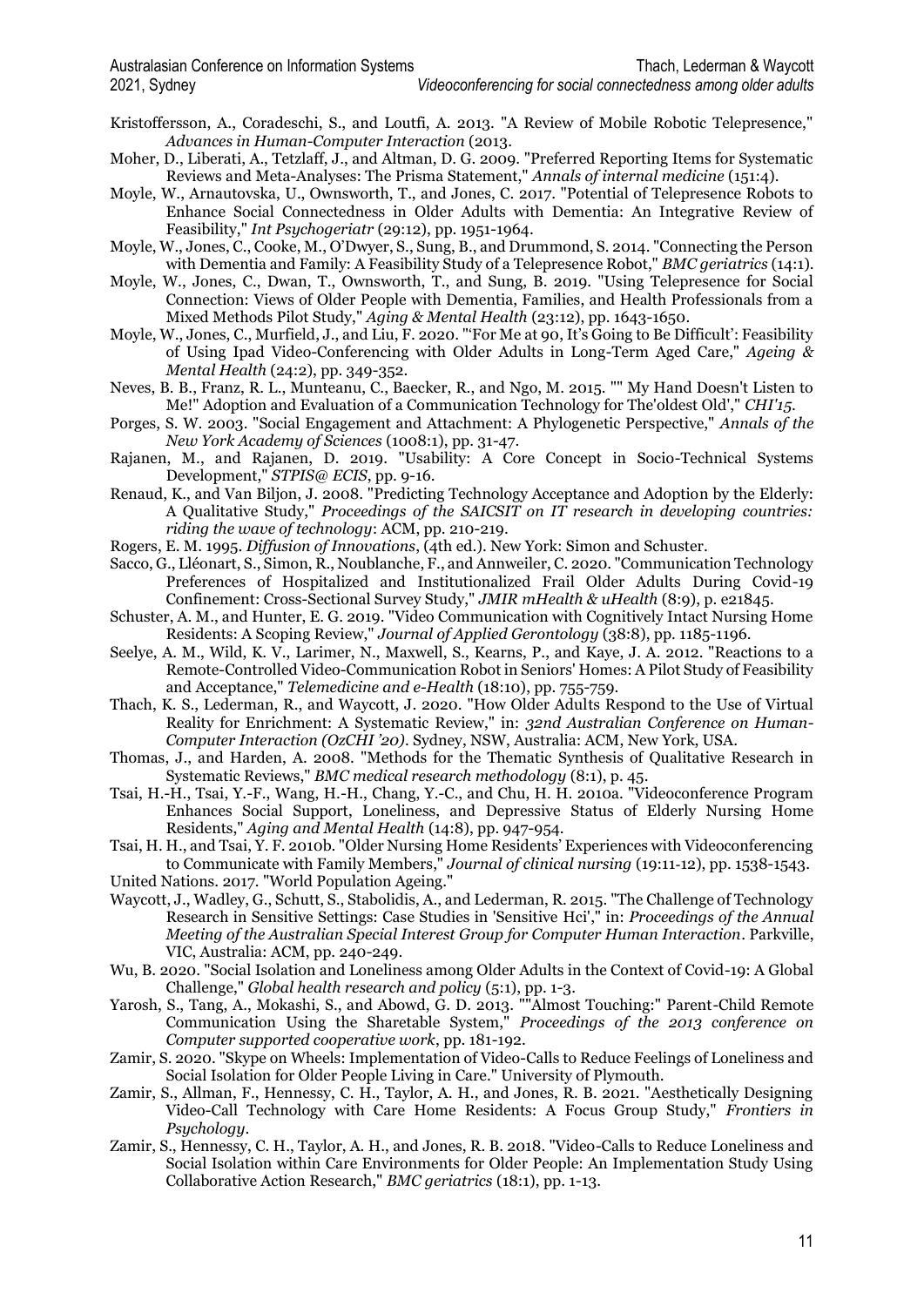Kristoffersson, A., Coradeschi, S., and Loutfi, A. 2013. "A Review of Mobile Robotic Telepresence," *Advances in Human-Computer Interaction* (2013.

Moher, D., Liberati, A., Tetzlaff, J., and Altman, D. G. 2009. "Preferred Reporting Items for Systematic Reviews and Meta-Analyses: The Prisma Statement," *Annals of internal medicine* (151:4).

Moyle, W., Arnautovska, U., Ownsworth, T., and Jones, C. 2017. "Potential of Telepresence Robots to Enhance Social Connectedness in Older Adults with Dementia: An Integrative Review of Feasibility," *Int Psychogeriatr* (29:12), pp. 1951-1964.

Moyle, W., Jones, C., Cooke, M., O'Dwyer, S., Sung, B., and Drummond, S. 2014. "Connecting the Person with Dementia and Family: A Feasibility Study of a Telepresence Robot," *BMC geriatrics* (14:1).

Moyle, W., Jones, C., Dwan, T., Ownsworth, T., and Sung, B. 2019. "Using Telepresence for Social Connection: Views of Older People with Dementia, Families, and Health Professionals from a Mixed Methods Pilot Study," *Aging & Mental Health* (23:12), pp. 1643-1650.

Moyle, W., Jones, C., Murfield, J., and Liu, F. 2020. "'For Me at 90, It's Going to Be Difficult': Feasibility of Using Ipad Video-Conferencing with Older Adults in Long-Term Aged Care," *Ageing & Mental Health* (24:2), pp. 349-352.

Neves, B. B., Franz, R. L., Munteanu, C., Baecker, R., and Ngo, M. 2015. "" My Hand Doesn't Listen to Me!" Adoption and Evaluation of a Communication Technology for The'oldest Old'," *CHI'15*.

Porges, S. W. 2003. "Social Engagement and Attachment: A Phylogenetic Perspective," *Annals of the New York Academy of Sciences* (1008:1), pp. 31-47.

Rajanen, M., and Rajanen, D. 2019. "Usability: A Core Concept in Socio-Technical Systems Development," *STPIS@ ECIS*, pp. 9-16.

Renaud, K., and Van Biljon, J. 2008. "Predicting Technology Acceptance and Adoption by the Elderly: A Qualitative Study," *Proceedings of the SAICSIT on IT research in developing countries: riding the wave of technology*: ACM, pp. 210-219.

Rogers, E. M. 1995. *Diffusion of Innovations*, (4th ed.). New York: Simon and Schuster.

Sacco, G., Lléonart, S., Simon, R., Noublanche, F., and Annweiler, C. 2020. "Communication Technology Preferences of Hospitalized and Institutionalized Frail Older Adults During Covid-19 Confinement: Cross-Sectional Survey Study," *JMIR mHealth & uHealth* (8:9), p. e21845.

Schuster, A. M., and Hunter, E. G. 2019. "Video Communication with Cognitively Intact Nursing Home Residents: A Scoping Review," *Journal of Applied Gerontology* (38:8), pp. 1185-1196.

Seelye, A. M., Wild, K. V., Larimer, N., Maxwell, S., Kearns, P., and Kaye, J. A. 2012. "Reactions to a Remote-Controlled Video-Communication Robot in Seniors' Homes: A Pilot Study of Feasibility and Acceptance," *Telemedicine and e-Health* (18:10), pp. 755-759.

Thach, K. S., Lederman, R., and Waycott, J. 2020. "How Older Adults Respond to the Use of Virtual Reality for Enrichment: A Systematic Review," in: *32nd Australian Conference on Human-Computer Interaction (OzCHI '20)*. Sydney, NSW, Australia: ACM, New York, USA.

Thomas, J., and Harden, A. 2008. "Methods for the Thematic Synthesis of Qualitative Research in Systematic Reviews," *BMC medical research methodology* (8:1), p. 45.

Tsai, H.-H., Tsai, Y.-F., Wang, H.-H., Chang, Y.-C., and Chu, H. H. 2010a. "Videoconference Program Enhances Social Support, Loneliness, and Depressive Status of Elderly Nursing Home Residents," *Aging and Mental Health* (14:8), pp. 947-954.

Tsai, H. H., and Tsai, Y. F. 2010b. "Older Nursing Home Residents' Experiences with Videoconferencing to Communicate with Family Members," *Journal of clinical nursing* (19:11-12), pp. 1538-1543.

United Nations. 2017. "World Population Ageing."

Waycott, J., Wadley, G., Schutt, S., Stabolidis, A., and Lederman, R. 2015. "The Challenge of Technology Research in Sensitive Settings: Case Studies in 'Sensitive Hci'," in: *Proceedings of the Annual Meeting of the Australian Special Interest Group for Computer Human Interaction*. Parkville, VIC, Australia: ACM, pp. 240-249.

Wu, B. 2020. "Social Isolation and Loneliness among Older Adults in the Context of Covid-19: A Global Challenge," *Global health research and policy* (5:1), pp. 1-3.

Yarosh, S., Tang, A., Mokashi, S., and Abowd, G. D. 2013. ""Almost Touching:" Parent-Child Remote Communication Using the Sharetable System," *Proceedings of the 2013 conference on Computer supported cooperative work*, pp. 181-192.

Zamir, S. 2020. "Skype on Wheels: Implementation of Video-Calls to Reduce Feelings of Loneliness and Social Isolation for Older People Living in Care." University of Plymouth.

Zamir, S., Allman, F., Hennessy, C. H., Taylor, A. H., and Jones, R. B. 2021. "Aesthetically Designing Video-Call Technology with Care Home Residents: A Focus Group Study," *Frontiers in Psychology*.

Zamir, S., Hennessy, C. H., Taylor, A. H., and Jones, R. B. 2018. "Video-Calls to Reduce Loneliness and Social Isolation within Care Environments for Older People: An Implementation Study Using Collaborative Action Research," *BMC geriatrics* (18:1), pp. 1-13.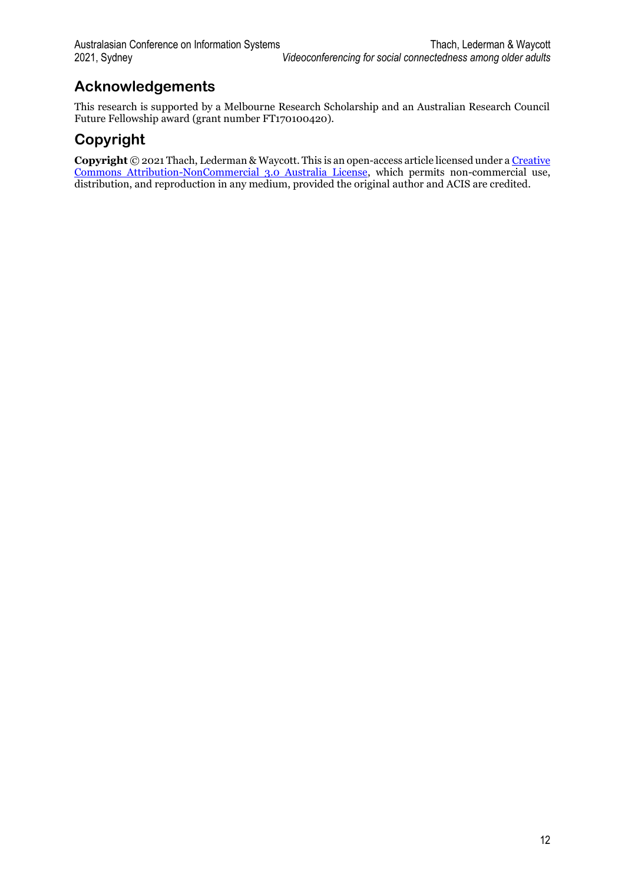## Acknowledgements

This research is supported by a Melbourne Research Scholarship and an Australian Research Council Future Fellowship award (grant number FT170100420).

## Copyright

**Copyright** © 2021 Thach, Lederman & Waycott. This is an open-access article licensed under a Creative Commons Attribution-NonCommercial 3.0 Australia License, which permits non-commercial use, distribution, and reproduction in any medium, provided the original author and ACIS are credited.